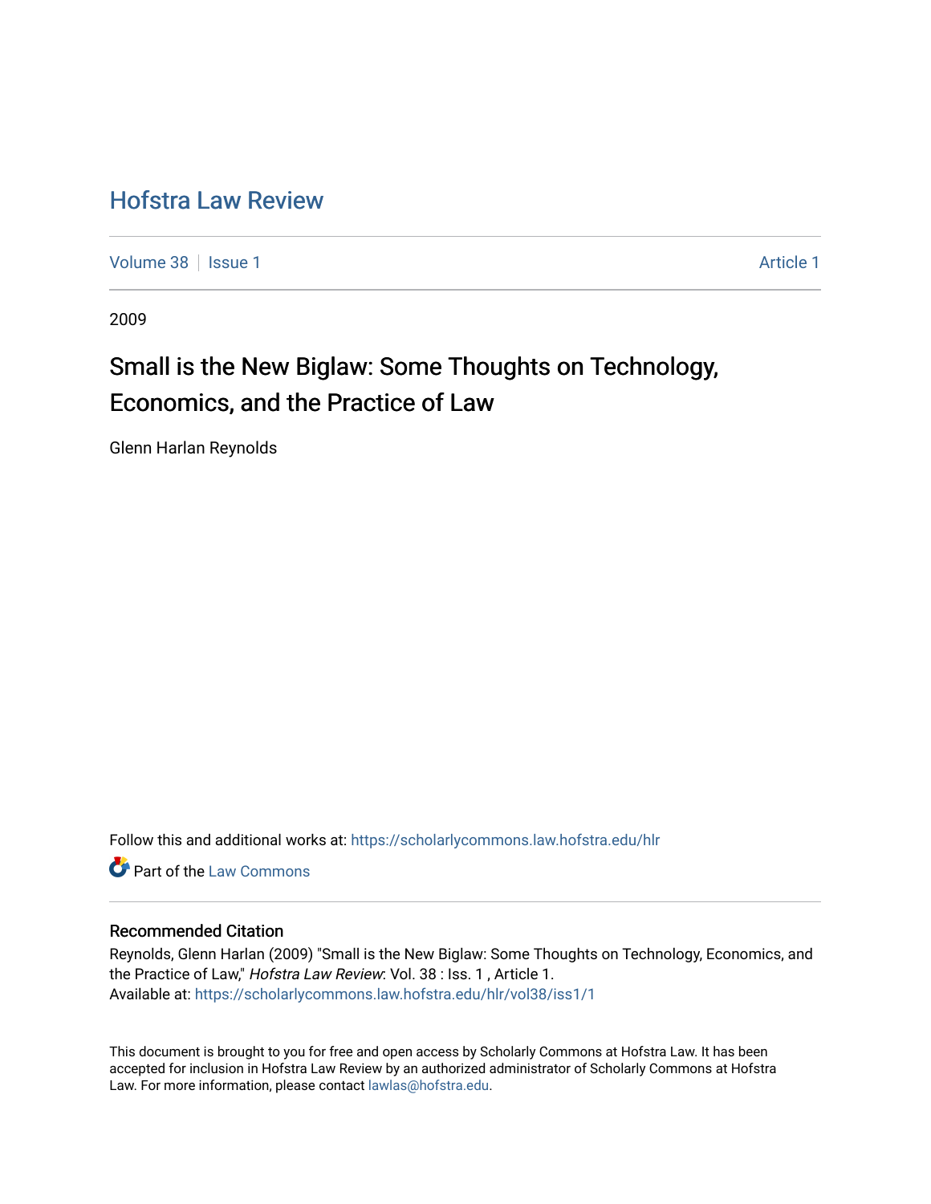# Hofstra Law Review

Volume 38 | Issue 1 | Article 1

2009

## Small is the New Biglaw: Some Thoughts on Technology, Economics, and the Practice of Law

Glenn Harlan Reynolds

Follow this and additional works at: https://scholarlycommons.law.hofstra.edu/hlr

Part of the Law Commons

### Recommended Citation

Reynolds, Glenn Harlan (2009) "Small is the New Biglaw: Some Thoughts on Technology, Economics, and the Practice of Law," *Hofstra Law Review*: Vol. 38 : Iss. 1 , Article 1.
Available at: https://scholarlycommons.law.hofstra.edu/hlr/vol38/iss1/1

This document is brought to you for free and open access by Scholarly Commons at Hofstra Law. It has been accepted for inclusion in Hofstra Law Review by an authorized administrator of Scholarly Commons at Hofstra Law. For more information, please contact lawlas@hofstra.edu.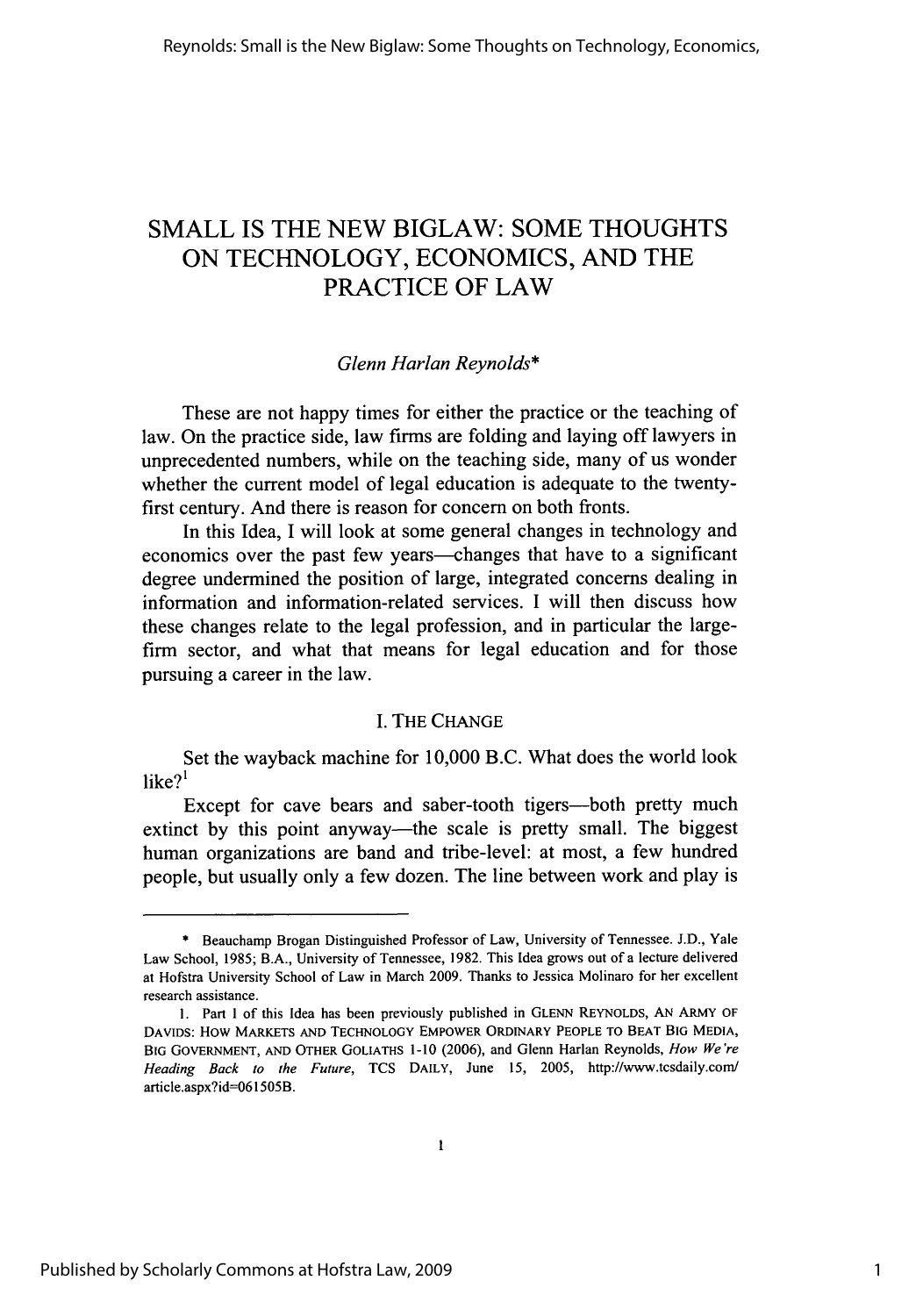# SMALL IS THE NEW BIGLAW: SOME THOUGHTS ON TECHNOLOGY, ECONOMICS, AND THE PRACTICE OF LAW

*Glenn Harlan Reynolds**

These are not happy times for either the practice or the teaching of law. On the practice side, law firms are folding and laying off lawyers in unprecedented numbers, while on the teaching side, many of us wonder whether the current model of legal education is adequate to the twenty-first century. And there is reason for concern on both fronts.

In this Idea, I will look at some general changes in technology and economics over the past few years—changes that have to a significant degree undermined the position of large, integrated concerns dealing in information and information-related services. I will then discuss how these changes relate to the legal profession, and in particular the large-firm sector, and what that means for legal education and for those pursuing a career in the law.

## I. THE CHANGE

Set the wayback machine for 10,000 B.C. What does the world look like?[1]

Except for cave bears and saber-tooth tigers—both pretty much extinct by this point anyway—the scale is pretty small. The biggest human organizations are band and tribe-level: at most, a few hundred people, but usually only a few dozen. The line between work and play is

---

\* Beauchamp Brogan Distinguished Professor of Law, University of Tennessee. J.D., Yale Law School, 1985; B.A., University of Tennessee, 1982. This Idea grows out of a lecture delivered at Hofstra University School of Law in March 2009. Thanks to Jessica Molinaro for her excellent research assistance.

1. Part I of this Idea has been previously published in GLENN REYNOLDS, AN ARMY OF DAVIDS: HOW MARKETS AND TECHNOLOGY EMPOWER ORDINARY PEOPLE TO BEAT BIG MEDIA, BIG GOVERNMENT, AND OTHER GOLIATHS 1-10 (2006), and Glenn Harlan Reynolds, *How We're Heading Back to the Future*, TCS DAILY, June 15, 2005, http://www.tcsdaily.com/article.aspx?id=061505B.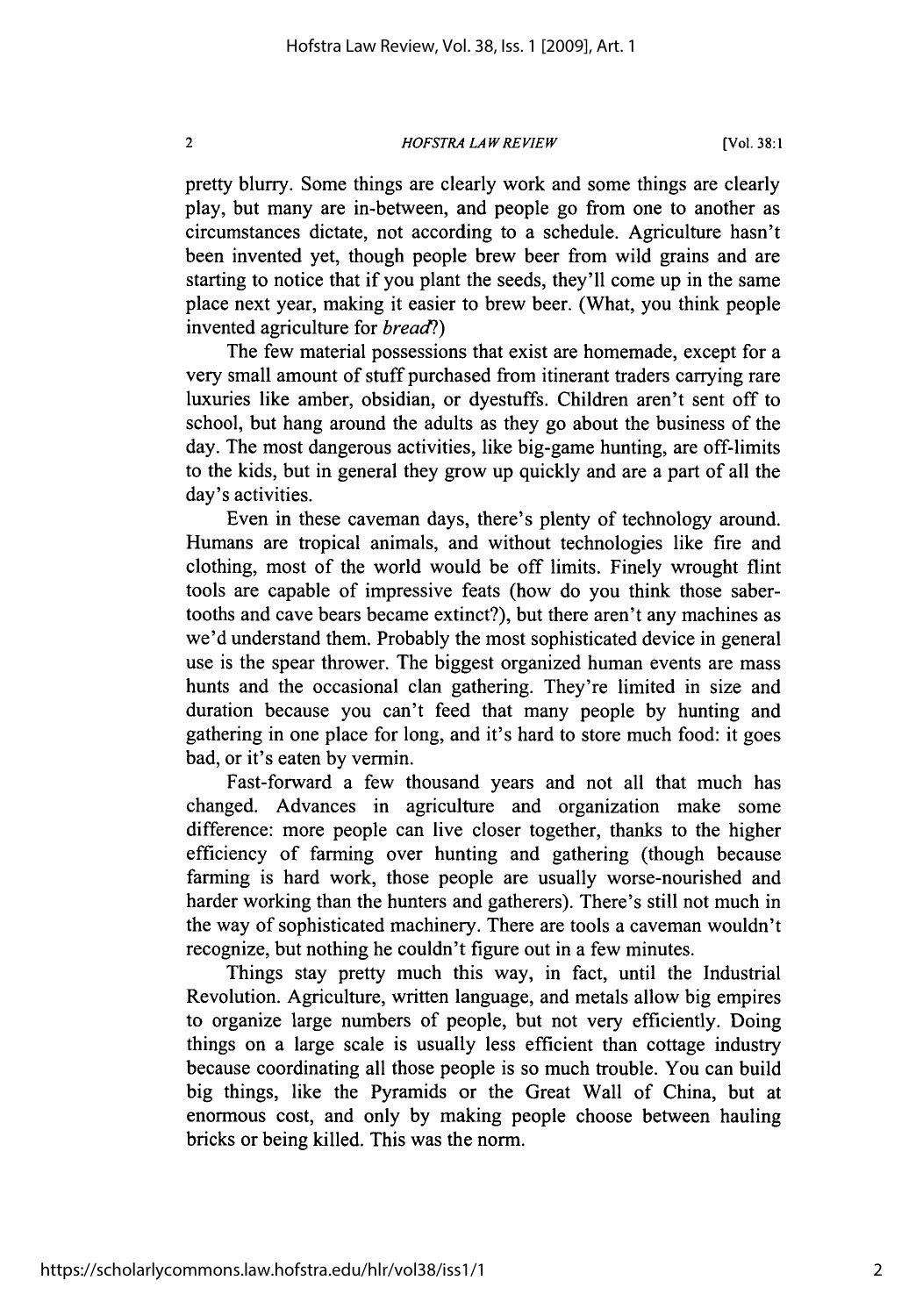pretty blurry. Some things are clearly work and some things are clearly play, but many are in-between, and people go from one to another as circumstances dictate, not according to a schedule. Agriculture hasn't been invented yet, though people brew beer from wild grains and are starting to notice that if you plant the seeds, they'll come up in the same place next year, making it easier to brew beer. (What, you think people invented agriculture for *bread*?)

The few material possessions that exist are homemade, except for a very small amount of stuff purchased from itinerant traders carrying rare luxuries like amber, obsidian, or dyestuffs. Children aren't sent off to school, but hang around the adults as they go about the business of the day. The most dangerous activities, like big-game hunting, are off-limits to the kids, but in general they grow up quickly and are a part of all the day's activities.

Even in these caveman days, there's plenty of technology around. Humans are tropical animals, and without technologies like fire and clothing, most of the world would be off limits. Finely wrought flint tools are capable of impressive feats (how do you think those sabertooths and cave bears became extinct?), but there aren't any machines as we'd understand them. Probably the most sophisticated device in general use is the spear thrower. The biggest organized human events are mass hunts and the occasional clan gathering. They're limited in size and duration because you can't feed that many people by hunting and gathering in one place for long, and it's hard to store much food: it goes bad, or it's eaten by vermin.

Fast-forward a few thousand years and not all that much has changed. Advances in agriculture and organization make some difference: more people can live closer together, thanks to the higher efficiency of farming over hunting and gathering (though because farming is hard work, those people are usually worse-nourished and harder working than the hunters and gatherers). There's still not much in the way of sophisticated machinery. There are tools a caveman wouldn't recognize, but nothing he couldn't figure out in a few minutes.

Things stay pretty much this way, in fact, until the Industrial Revolution. Agriculture, written language, and metals allow big empires to organize large numbers of people, but not very efficiently. Doing things on a large scale is usually less efficient than cottage industry because coordinating all those people is so much trouble. You can build big things, like the Pyramids or the Great Wall of China, but at enormous cost, and only by making people choose between hauling bricks or being killed. This was the norm.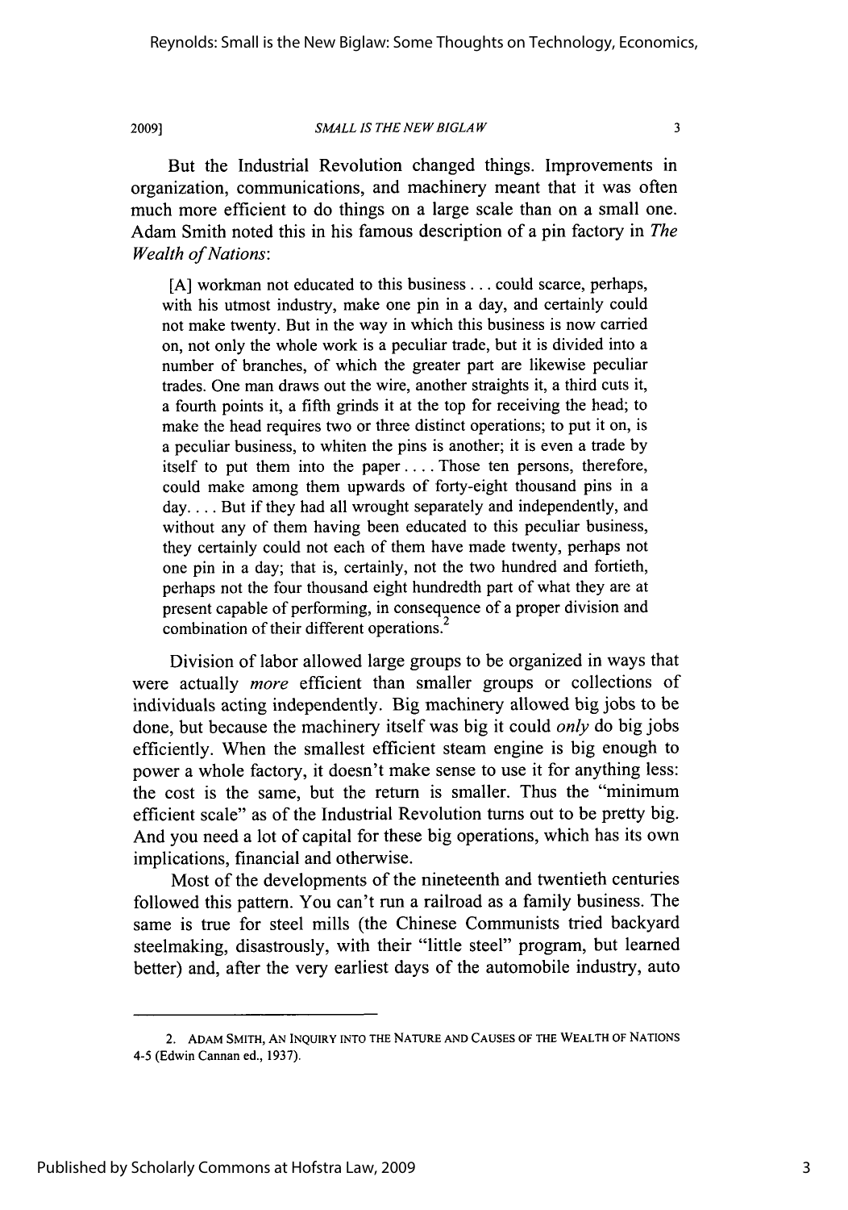But the Industrial Revolution changed things. Improvements in organization, communications, and machinery meant that it was often much more efficient to do things on a large scale than on a small one. Adam Smith noted this in his famous description of a pin factory in *The Wealth of Nations*:

> [A] workman not educated to this business . . . could scarce, perhaps, with his utmost industry, make one pin in a day, and certainly could not make twenty. But in the way in which this business is now carried on, not only the whole work is a peculiar trade, but it is divided into a number of branches, of which the greater part are likewise peculiar trades. One man draws out the wire, another straights it, a third cuts it, a fourth points it, a fifth grinds it at the top for receiving the head; to make the head requires two or three distinct operations; to put it on, is a peculiar business, to whiten the pins is another; it is even a trade by itself to put them into the paper . . . . Those ten persons, therefore, could make among them upwards of forty-eight thousand pins in a day. . . . But if they had all wrought separately and independently, and without any of them having been educated to this peculiar business, they certainly could not each of them have made twenty, perhaps not one pin in a day; that is, certainly, not the two hundred and fortieth, perhaps not the four thousand eight hundredth part of what they are at present capable of performing, in consequence of a proper division and combination of their different operations.[2]

Division of labor allowed large groups to be organized in ways that were actually *more* efficient than smaller groups or collections of individuals acting independently. Big machinery allowed big jobs to be done, but because the machinery itself was big it could *only* do big jobs efficiently. When the smallest efficient steam engine is big enough to power a whole factory, it doesn't make sense to use it for anything less: the cost is the same, but the return is smaller. Thus the "minimum efficient scale" as of the Industrial Revolution turns out to be pretty big. And you need a lot of capital for these big operations, which has its own implications, financial and otherwise.

Most of the developments of the nineteenth and twentieth centuries followed this pattern. You can't run a railroad as a family business. The same is true for steel mills (the Chinese Communists tried backyard steelmaking, disastrously, with their "little steel" program, but learned better) and, after the very earliest days of the automobile industry, auto

---

2. ADAM SMITH, AN INQUIRY INTO THE NATURE AND CAUSES OF THE WEALTH OF NATIONS 4-5 (Edwin Cannan ed., 1937).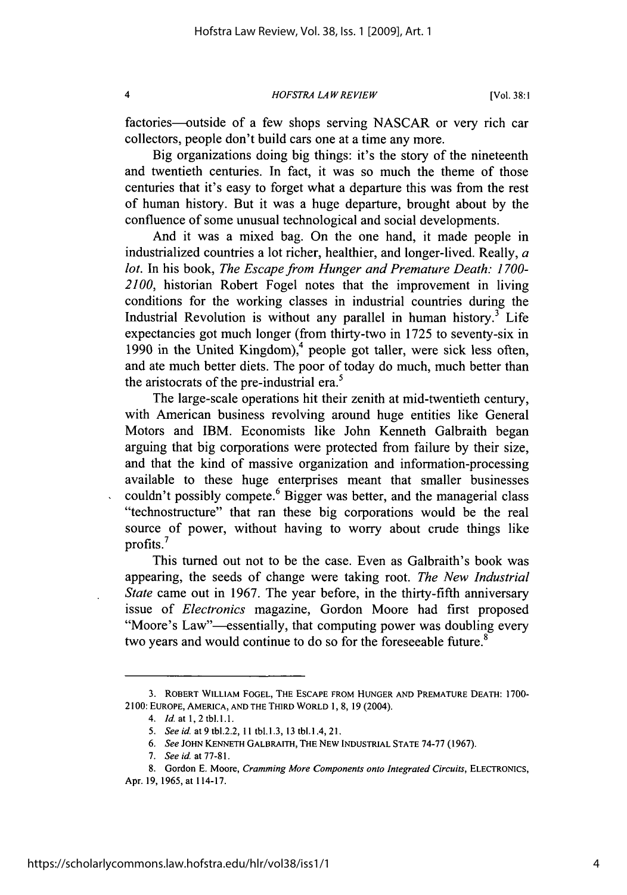factories—outside of a few shops serving NASCAR or very rich car collectors, people don't build cars one at a time any more.

Big organizations doing big things: it's the story of the nineteenth and twentieth centuries. In fact, it was so much the theme of those centuries that it's easy to forget what a departure this was from the rest of human history. But it was a huge departure, brought about by the confluence of some unusual technological and social developments.

And it was a mixed bag. On the one hand, it made people in industrialized countries a lot richer, healthier, and longer-lived. Really, *a lot*. In his book, *The Escape from Hunger and Premature Death: 1700-2100*, historian Robert Fogel notes that the improvement in living conditions for the working classes in industrial countries during the Industrial Revolution is without any parallel in human history.[3] Life expectancies got much longer (from thirty-two in 1725 to seventy-six in 1990 in the United Kingdom),[4] people got taller, were sick less often, and ate much better diets. The poor of today do much, much better than the aristocrats of the pre-industrial era.[5]

The large-scale operations hit their zenith at mid-twentieth century, with American business revolving around huge entities like General Motors and IBM. Economists like John Kenneth Galbraith began arguing that big corporations were protected from failure by their size, and that the kind of massive organization and information-processing available to these huge enterprises meant that smaller businesses couldn't possibly compete.[6] Bigger was better, and the managerial class "technostructure" that ran these big corporations would be the real source of power, without having to worry about crude things like profits.[7]

This turned out not to be the case. Even as Galbraith's book was appearing, the seeds of change were taking root. *The New Industrial State* came out in 1967. The year before, in the thirty-fifth anniversary issue of *Electronics* magazine, Gordon Moore had first proposed "Moore's Law"—essentially, that computing power was doubling every two years and would continue to do so for the foreseeable future.[8]

---

3. ROBERT WILLIAM FOGEL, THE ESCAPE FROM HUNGER AND PREMATURE DEATH: 1700-2100: EUROPE, AMERICA, AND THE THIRD WORLD 1, 8, 19 (2004).

4. *Id.* at 1, 2 tbl.1.1.

5. *See id.* at 9 tbl.2.2, 11 tbl.1.3, 13 tbl.1.4, 21.

6. *See* JOHN KENNETH GALBRAITH, THE NEW INDUSTRIAL STATE 74-77 (1967).

7. *See id.* at 77-81.

8. Gordon E. Moore, *Cramming More Components onto Integrated Circuits*, ELECTRONICS, Apr. 19, 1965, at 114-17.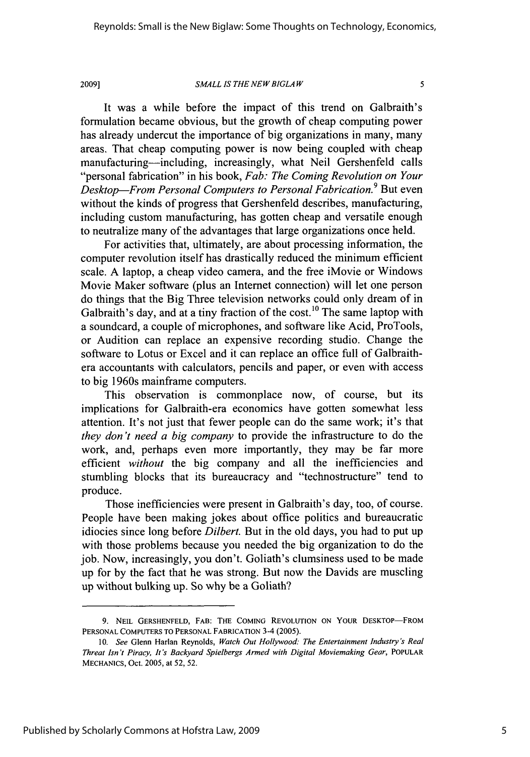It was a while before the impact of this trend on Galbraith's formulation became obvious, but the growth of cheap computing power has already undercut the importance of big organizations in many, many areas. That cheap computing power is now being coupled with cheap manufacturing—including, increasingly, what Neil Gershenfeld calls "personal fabrication" in his book, *Fab: The Coming Revolution on Your Desktop—From Personal Computers to Personal Fabrication.*[9] But even without the kinds of progress that Gershenfeld describes, manufacturing, including custom manufacturing, has gotten cheap and versatile enough to neutralize many of the advantages that large organizations once held.

For activities that, ultimately, are about processing information, the computer revolution itself has drastically reduced the minimum efficient scale. A laptop, a cheap video camera, and the free iMovie or Windows Movie Maker software (plus an Internet connection) will let one person do things that the Big Three television networks could only dream of in Galbraith's day, and at a tiny fraction of the cost.[10] The same laptop with a soundcard, a couple of microphones, and software like Acid, ProTools, or Audition can replace an expensive recording studio. Change the software to Lotus or Excel and it can replace an office full of Galbraith-era accountants with calculators, pencils and paper, or even with access to big 1960s mainframe computers.

This observation is commonplace now, of course, but its implications for Galbraith-era economics have gotten somewhat less attention. It's not just that fewer people can do the same work; it's that *they don't need a big company* to provide the infrastructure to do the work, and, perhaps even more importantly, they may be far more efficient *without* the big company and all the inefficiencies and stumbling blocks that its bureaucracy and "technostructure" tend to produce.

Those inefficiencies were present in Galbraith's day, too, of course. People have been making jokes about office politics and bureaucratic idiocies since long before *Dilbert.* But in the old days, you had to put up with those problems because you needed the big organization to do the job. Now, increasingly, you don't. Goliath's clumsiness used to be made up for by the fact that he was strong. But now the Davids are muscling up without bulking up. So why be a Goliath?

---

9. NEIL GERSHENFELD, FAB: THE COMING REVOLUTION ON YOUR DESKTOP—FROM PERSONAL COMPUTERS TO PERSONAL FABRICATION 3-4 (2005).

10. *See* Glenn Harlan Reynolds, *Watch Out Hollywood: The Entertainment Industry's Real Threat Isn't Piracy, It's Backyard Spielbergs Armed with Digital Moviemaking Gear*, POPULAR MECHANICS, Oct. 2005, at 52, 52.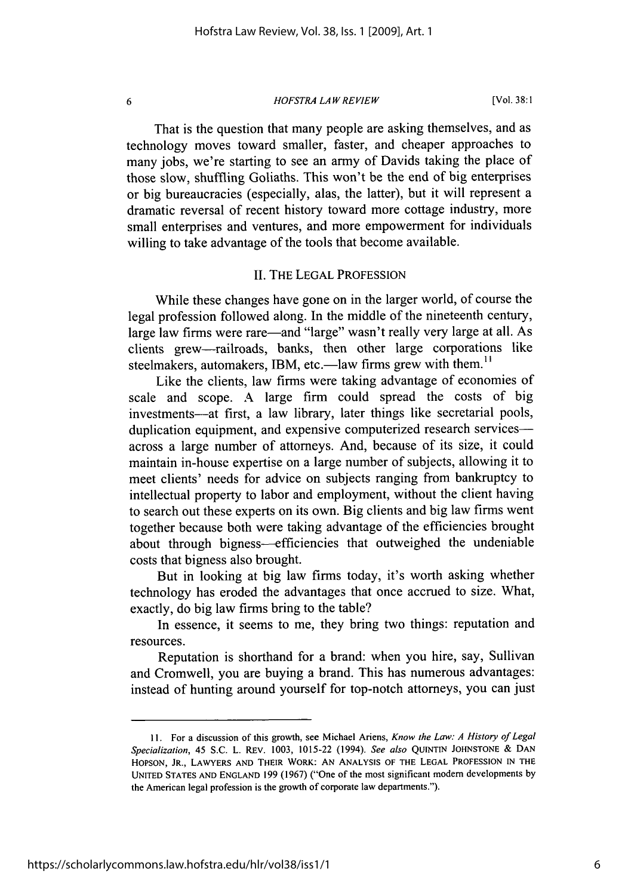That is the question that many people are asking themselves, and as technology moves toward smaller, faster, and cheaper approaches to many jobs, we're starting to see an army of Davids taking the place of those slow, shuffling Goliaths. This won't be the end of big enterprises or big bureaucracies (especially, alas, the latter), but it will represent a dramatic reversal of recent history toward more cottage industry, more small enterprises and ventures, and more empowerment for individuals willing to take advantage of the tools that become available.

## II. THE LEGAL PROFESSION

While these changes have gone on in the larger world, of course the legal profession followed along. In the middle of the nineteenth century, large law firms were rare—and "large" wasn't really very large at all. As clients grew—railroads, banks, then other large corporations like steelmakers, automakers, IBM, etc.—law firms grew with them.[11]

Like the clients, law firms were taking advantage of economies of scale and scope. A large firm could spread the costs of big investments—at first, a law library, later things like secretarial pools, duplication equipment, and expensive computerized research services—across a large number of attorneys. And, because of its size, it could maintain in-house expertise on a large number of subjects, allowing it to meet clients' needs for advice on subjects ranging from bankruptcy to intellectual property to labor and employment, without the client having to search out these experts on its own. Big clients and big law firms went together because both were taking advantage of the efficiencies brought about through bigness—efficiencies that outweighed the undeniable costs that bigness also brought.

But in looking at big law firms today, it's worth asking whether technology has eroded the advantages that once accrued to size. What, exactly, do big law firms bring to the table?

In essence, it seems to me, they bring two things: reputation and resources.

Reputation is shorthand for a brand: when you hire, say, Sullivan and Cromwell, you are buying a brand. This has numerous advantages: instead of hunting around yourself for top-notch attorneys, you can just

---

11. For a discussion of this growth, see Michael Ariens, *Know the Law: A History of Legal Specialization*, 45 S.C. L. REV. 1003, 1015-22 (1994). *See also* QUINTIN JOHNSTONE & DAN HOPSON, JR., LAWYERS AND THEIR WORK: AN ANALYSIS OF THE LEGAL PROFESSION IN THE UNITED STATES AND ENGLAND 199 (1967) ("One of the most significant modern developments by the American legal profession is the growth of corporate law departments.").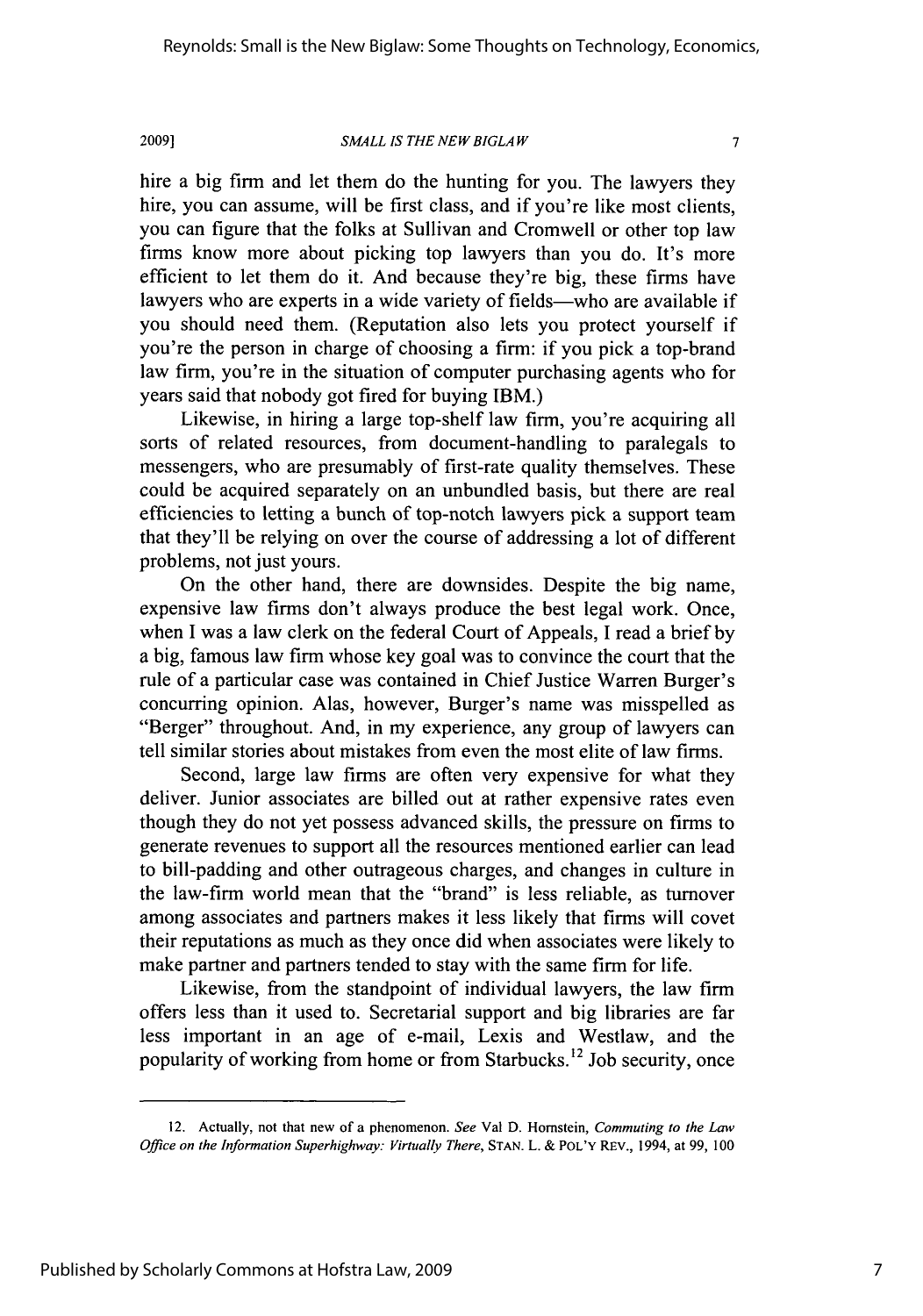hire a big firm and let them do the hunting for you. The lawyers they hire, you can assume, will be first class, and if you're like most clients, you can figure that the folks at Sullivan and Cromwell or other top law firms know more about picking top lawyers than you do. It's more efficient to let them do it. And because they're big, these firms have lawyers who are experts in a wide variety of fields—who are available if you should need them. (Reputation also lets you protect yourself if you're the person in charge of choosing a firm: if you pick a top-brand law firm, you're in the situation of computer purchasing agents who for years said that nobody got fired for buying IBM.)

Likewise, in hiring a large top-shelf law firm, you're acquiring all sorts of related resources, from document-handling to paralegals to messengers, who are presumably of first-rate quality themselves. These could be acquired separately on an unbundled basis, but there are real efficiencies to letting a bunch of top-notch lawyers pick a support team that they'll be relying on over the course of addressing a lot of different problems, not just yours.

On the other hand, there are downsides. Despite the big name, expensive law firms don't always produce the best legal work. Once, when I was a law clerk on the federal Court of Appeals, I read a brief by a big, famous law firm whose key goal was to convince the court that the rule of a particular case was contained in Chief Justice Warren Burger's concurring opinion. Alas, however, Burger's name was misspelled as "Berger" throughout. And, in my experience, any group of lawyers can tell similar stories about mistakes from even the most elite of law firms.

Second, large law firms are often very expensive for what they deliver. Junior associates are billed out at rather expensive rates even though they do not yet possess advanced skills, the pressure on firms to generate revenues to support all the resources mentioned earlier can lead to bill-padding and other outrageous charges, and changes in culture in the law-firm world mean that the "brand" is less reliable, as turnover among associates and partners makes it less likely that firms will covet their reputations as much as they once did when associates were likely to make partner and partners tended to stay with the same firm for life.

Likewise, from the standpoint of individual lawyers, the law firm offers less than it used to. Secretarial support and big libraries are far less important in an age of e-mail, Lexis and Westlaw, and the popularity of working from home or from Starbucks.[12] Job security, once

---

12. Actually, not that new of a phenomenon. *See* Val D. Hornstein, *Commuting to the Law Office on the Information Superhighway: Virtually There*, STAN. L. & POL'Y REV., 1994, at 99, 100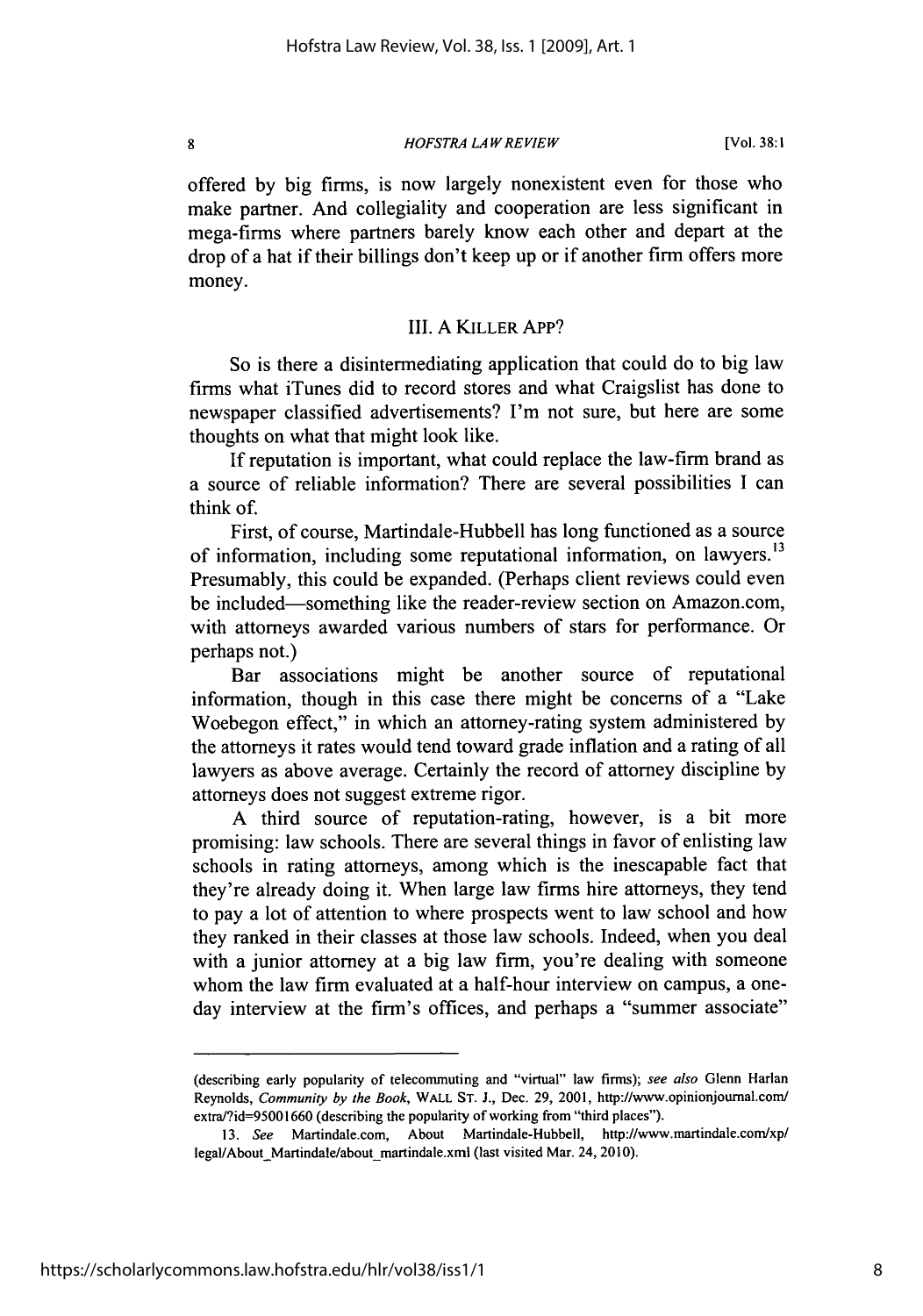offered by big firms, is now largely nonexistent even for those who make partner. And collegiality and cooperation are less significant in mega-firms where partners barely know each other and depart at the drop of a hat if their billings don't keep up or if another firm offers more money.

## III. A KILLER APP?

So is there a disintermediating application that could do to big law firms what iTunes did to record stores and what Craigslist has done to newspaper classified advertisements? I'm not sure, but here are some thoughts on what that might look like.

If reputation is important, what could replace the law-firm brand as a source of reliable information? There are several possibilities I can think of.

First, of course, Martindale-Hubbell has long functioned as a source of information, including some reputational information, on lawyers.[13] Presumably, this could be expanded. (Perhaps client reviews could even be included—something like the reader-review section on Amazon.com, with attorneys awarded various numbers of stars for performance. Or perhaps not.)

Bar associations might be another source of reputational information, though in this case there might be concerns of a "Lake Woebegon effect," in which an attorney-rating system administered by the attorneys it rates would tend toward grade inflation and a rating of all lawyers as above average. Certainly the record of attorney discipline by attorneys does not suggest extreme rigor.

A third source of reputation-rating, however, is a bit more promising: law schools. There are several things in favor of enlisting law schools in rating attorneys, among which is the inescapable fact that they're already doing it. When large law firms hire attorneys, they tend to pay a lot of attention to where prospects went to law school and how they ranked in their classes at those law schools. Indeed, when you deal with a junior attorney at a big law firm, you're dealing with someone whom the law firm evaluated at a half-hour interview on campus, a one-day interview at the firm's offices, and perhaps a "summer associate"

---

(describing early popularity of telecommuting and "virtual" law firms); *see also* Glenn Harlan Reynolds, *Community by the Book*, WALL ST. J., Dec. 29, 2001, http://www.opinionjournal.com/extra/?id=95001660 (describing the popularity of working from "third places").

13. *See* Martindale.com, About Martindale-Hubbell, http://www.martindale.com/xp/legal/About_Martindale/about_martindale.xml (last visited Mar. 24, 2010).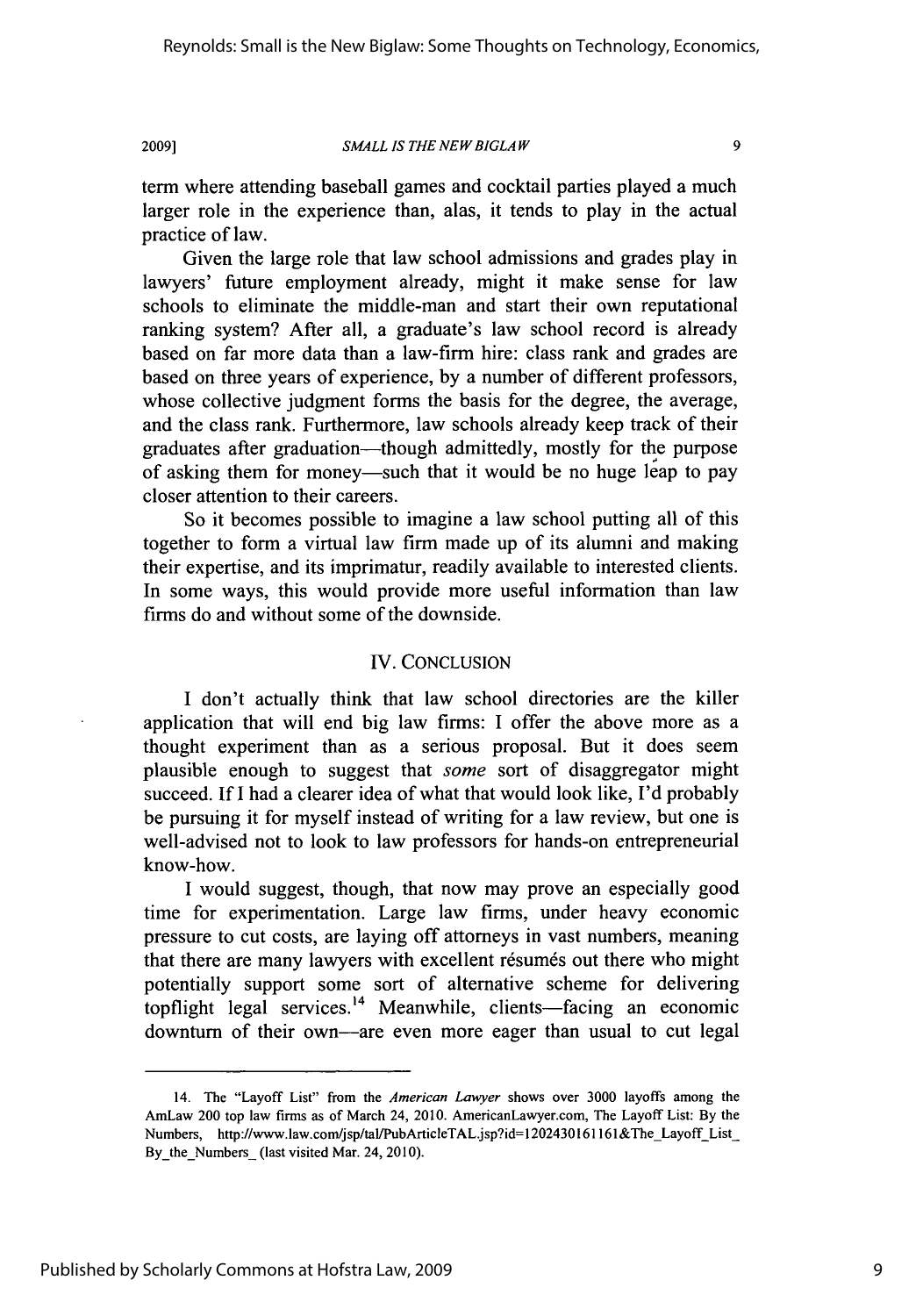term where attending baseball games and cocktail parties played a much larger role in the experience than, alas, it tends to play in the actual practice of law.

Given the large role that law school admissions and grades play in lawyers' future employment already, might it make sense for law schools to eliminate the middle-man and start their own reputational ranking system? After all, a graduate's law school record is already based on far more data than a law-firm hire: class rank and grades are based on three years of experience, by a number of different professors, whose collective judgment forms the basis for the degree, the average, and the class rank. Furthermore, law schools already keep track of their graduates after graduation—though admittedly, mostly for the purpose of asking them for money—such that it would be no huge leap to pay closer attention to their careers.

So it becomes possible to imagine a law school putting all of this together to form a virtual law firm made up of its alumni and making their expertise, and its imprimatur, readily available to interested clients. In some ways, this would provide more useful information than law firms do and without some of the downside.

## IV. CONCLUSION

I don't actually think that law school directories are the killer application that will end big law firms: I offer the above more as a thought experiment than as a serious proposal. But it does seem plausible enough to suggest that *some* sort of disaggregator might succeed. If I had a clearer idea of what that would look like, I'd probably be pursuing it for myself instead of writing for a law review, but one is well-advised not to look to law professors for hands-on entrepreneurial know-how.

I would suggest, though, that now may prove an especially good time for experimentation. Large law firms, under heavy economic pressure to cut costs, are laying off attorneys in vast numbers, meaning that there are many lawyers with excellent résumés out there who might potentially support some sort of alternative scheme for delivering topflight legal services.[14] Meanwhile, clients—facing an economic downturn of their own—are even more eager than usual to cut legal

---

14. The "Layoff List" from the *American Lawyer* shows over 3000 layoffs among the AmLaw 200 top law firms as of March 24, 2010. AmericanLawyer.com, The Layoff List: By the Numbers, http://www.law.com/jsp/tal/PubArticleTAL.jsp?id=1202430161161&The_Layoff_List_By_the_Numbers_ (last visited Mar. 24, 2010).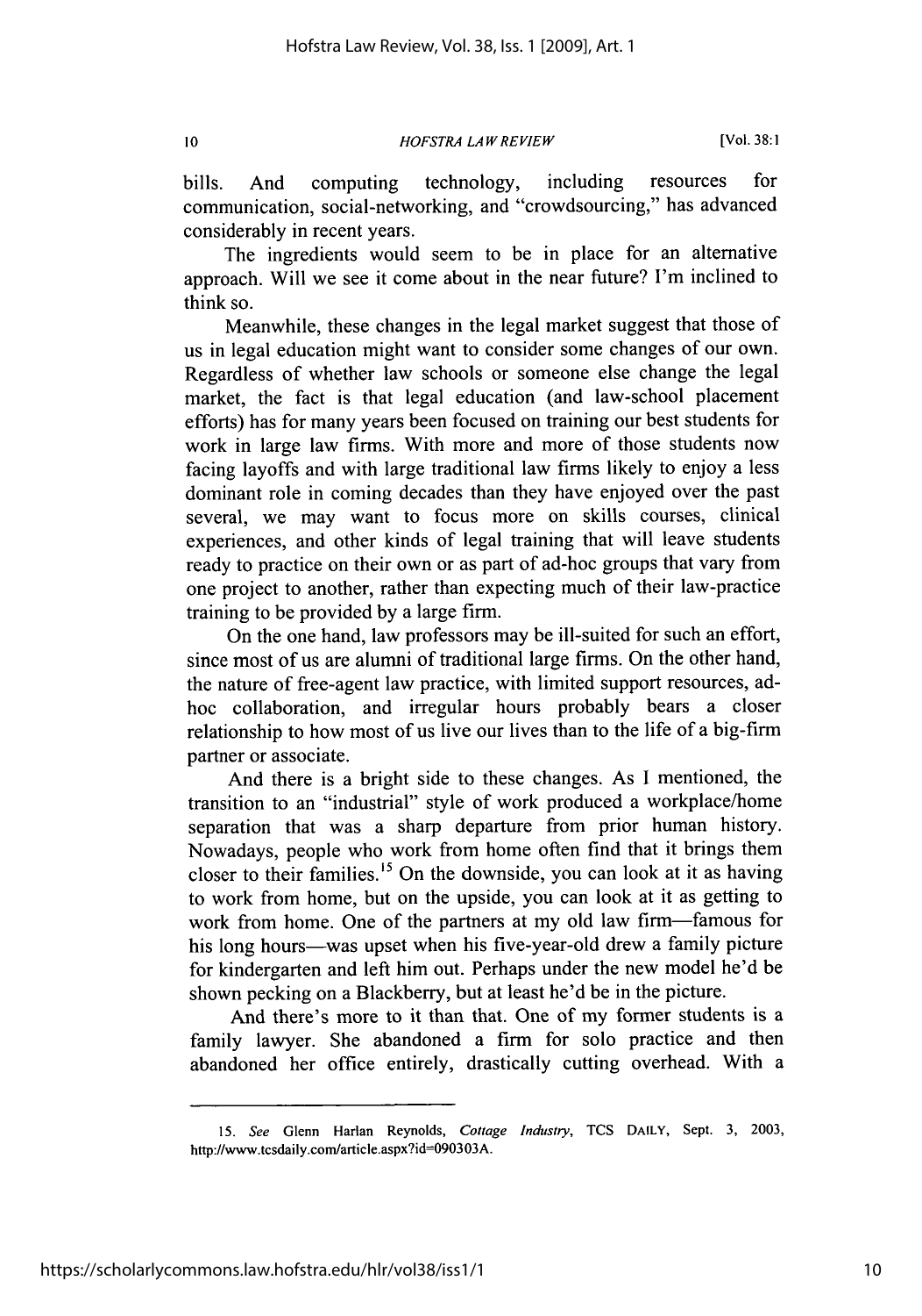bills. And computing technology, including resources for communication, social-networking, and "crowdsourcing," has advanced considerably in recent years.

The ingredients would seem to be in place for an alternative approach. Will we see it come about in the near future? I'm inclined to think so.

Meanwhile, these changes in the legal market suggest that those of us in legal education might want to consider some changes of our own. Regardless of whether law schools or someone else change the legal market, the fact is that legal education (and law-school placement efforts) has for many years been focused on training our best students for work in large law firms. With more and more of those students now facing layoffs and with large traditional law firms likely to enjoy a less dominant role in coming decades than they have enjoyed over the past several, we may want to focus more on skills courses, clinical experiences, and other kinds of legal training that will leave students ready to practice on their own or as part of ad-hoc groups that vary from one project to another, rather than expecting much of their law-practice training to be provided by a large firm.

On the one hand, law professors may be ill-suited for such an effort, since most of us are alumni of traditional large firms. On the other hand, the nature of free-agent law practice, with limited support resources, ad-hoc collaboration, and irregular hours probably bears a closer relationship to how most of us live our lives than to the life of a big-firm partner or associate.

And there is a bright side to these changes. As I mentioned, the transition to an "industrial" style of work produced a workplace/home separation that was a sharp departure from prior human history. Nowadays, people who work from home often find that it brings them closer to their families.[15] On the downside, you can look at it as having to work from home, but on the upside, you can look at it as getting to work from home. One of the partners at my old law firm—famous for his long hours—was upset when his five-year-old drew a family picture for kindergarten and left him out. Perhaps under the new model he'd be shown pecking on a Blackberry, but at least he'd be in the picture.

And there's more to it than that. One of my former students is a family lawyer. She abandoned a firm for solo practice and then abandoned her office entirely, drastically cutting overhead. With a

---

15. *See* Glenn Harlan Reynolds, *Cottage Industry*, TCS DAILY, Sept. 3, 2003, http://www.tcsdaily.com/article.aspx?id=090303A.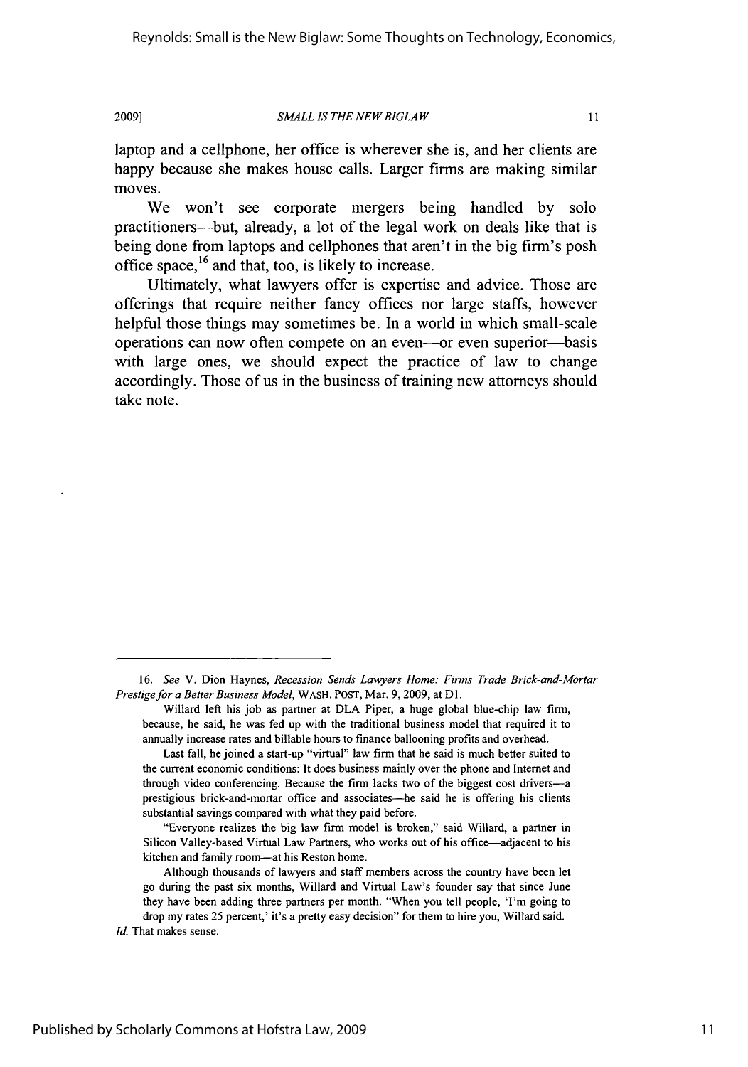laptop and a cellphone, her office is wherever she is, and her clients are happy because she makes house calls. Larger firms are making similar moves.

We won't see corporate mergers being handled by solo practitioners—but, already, a lot of the legal work on deals like that is being done from laptops and cellphones that aren't in the big firm's posh office space,[16] and that, too, is likely to increase.

Ultimately, what lawyers offer is expertise and advice. Those are offerings that require neither fancy offices nor large staffs, however helpful those things may sometimes be. In a world in which small-scale operations can now often compete on an even—or even superior—basis with large ones, we should expect the practice of law to change accordingly. Those of us in the business of training new attorneys should take note.

---

16. *See* V. Dion Haynes, *Recession Sends Lawyers Home: Firms Trade Brick-and-Mortar Prestige for a Better Business Model*, WASH. POST, Mar. 9, 2009, at D1.

> Willard left his job as partner at DLA Piper, a huge global blue-chip law firm, because, he said, he was fed up with the traditional business model that required it to annually increase rates and billable hours to finance ballooning profits and overhead.
>
> Last fall, he joined a start-up "virtual" law firm that he said is much better suited to the current economic conditions: It does business mainly over the phone and Internet and through video conferencing. Because the firm lacks two of the biggest cost drivers—a prestigious brick-and-mortar office and associates—he said he is offering his clients substantial savings compared with what they paid before.
>
> "Everyone realizes the big law firm model is broken," said Willard, a partner in Silicon Valley-based Virtual Law Partners, who works out of his office—adjacent to his kitchen and family room—at his Reston home.
>
> Although thousands of lawyers and staff members across the country have been let go during the past six months, Willard and Virtual Law's founder say that since June they have been adding three partners per month. "When you tell people, 'I'm going to drop my rates 25 percent,' it's a pretty easy decision" for them to hire you, Willard said.

*Id.* That makes sense.